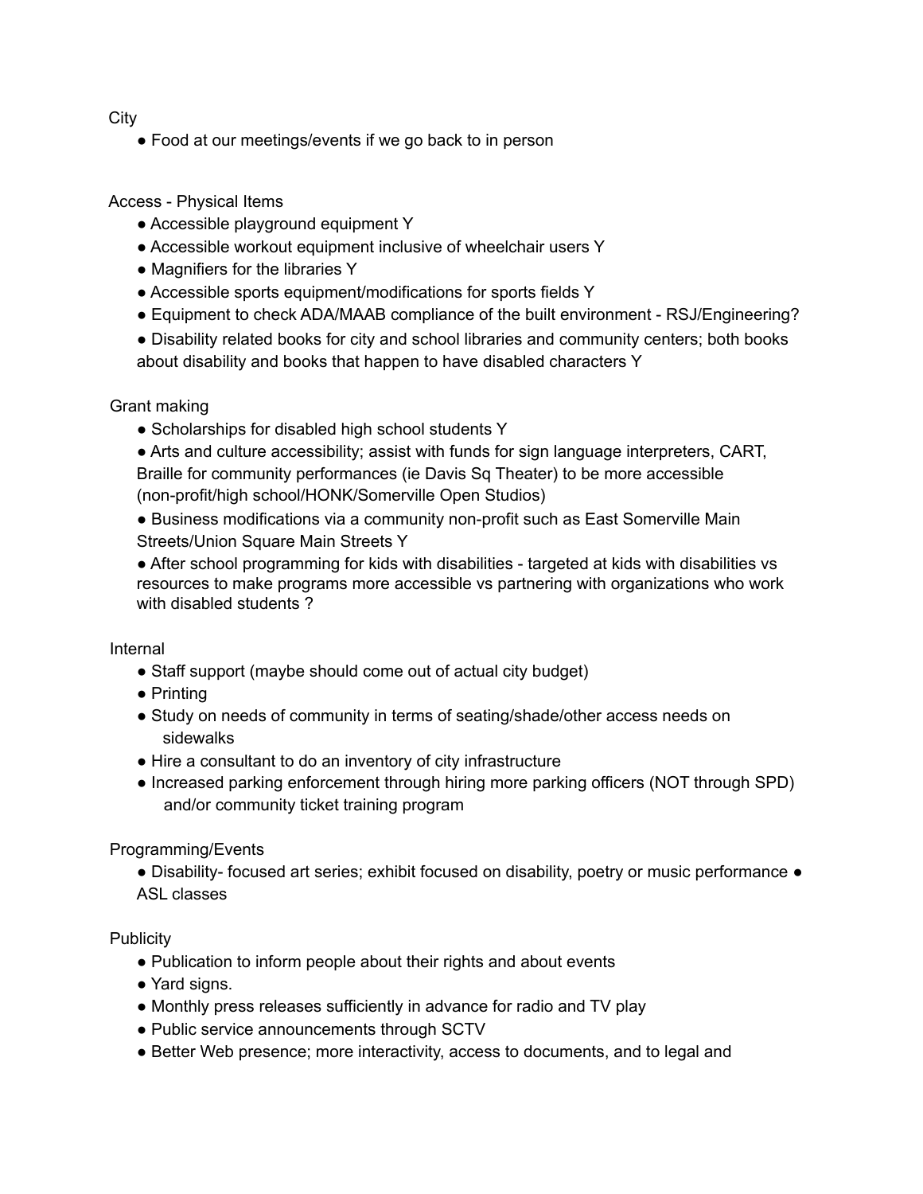City

- Food at our meetings/events if we go back to in person

Access - Physical Items

- Accessible playground equipment Y
- Accessible workout equipment inclusive of wheelchair users Y
- Magnifiers for the libraries Y
- Accessible sports equipment/modifications for sports fields Y
- Equipment to check ADA/MAAB compliance of the built environment - RSJ/Engineering?
- Disability related books for city and school libraries and community centers; both books about disability and books that happen to have disabled characters Y

Grant making

- Scholarships for disabled high school students Y
- Arts and culture accessibility; assist with funds for sign language interpreters, CART, Braille for community performances (ie Davis Sq Theater) to be more accessible (non-profit/high school/HONK/Somerville Open Studios)
- Business modifications via a community non-profit such as East Somerville Main Streets/Union Square Main Streets Y
- After school programming for kids with disabilities - targeted at kids with disabilities vs resources to make programs more accessible vs partnering with organizations who work with disabled students ?

Internal

- Staff support (maybe should come out of actual city budget)
- Printing
- Study on needs of community in terms of seating/shade/other access needs on sidewalks
- Hire a consultant to do an inventory of city infrastructure
- Increased parking enforcement through hiring more parking officers (NOT through SPD) and/or community ticket training program

Programming/Events

- Disability- focused art series; exhibit focused on disability, poetry or music performance
- ASL classes

Publicity

- Publication to inform people about their rights and about events
- Yard signs.
- Monthly press releases sufficiently in advance for radio and TV play
- Public service announcements through SCTV
- Better Web presence; more interactivity, access to documents, and to legal and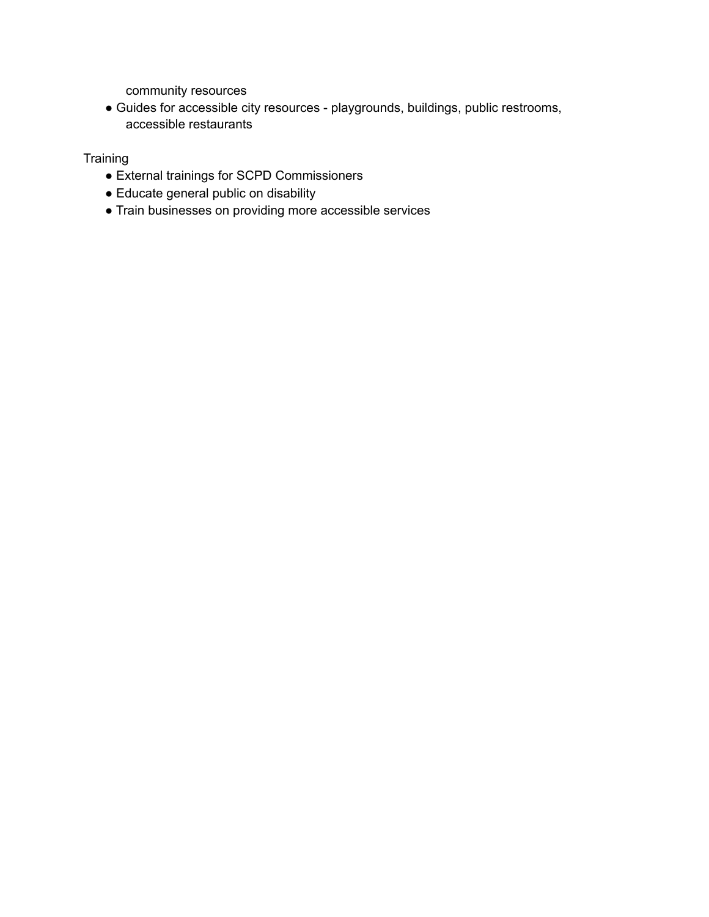community resources

- Guides for accessible city resources - playgrounds, buildings, public restrooms, accessible restaurants

Training

- External trainings for SCPD Commissioners
- Educate general public on disability
- Train businesses on providing more accessible services